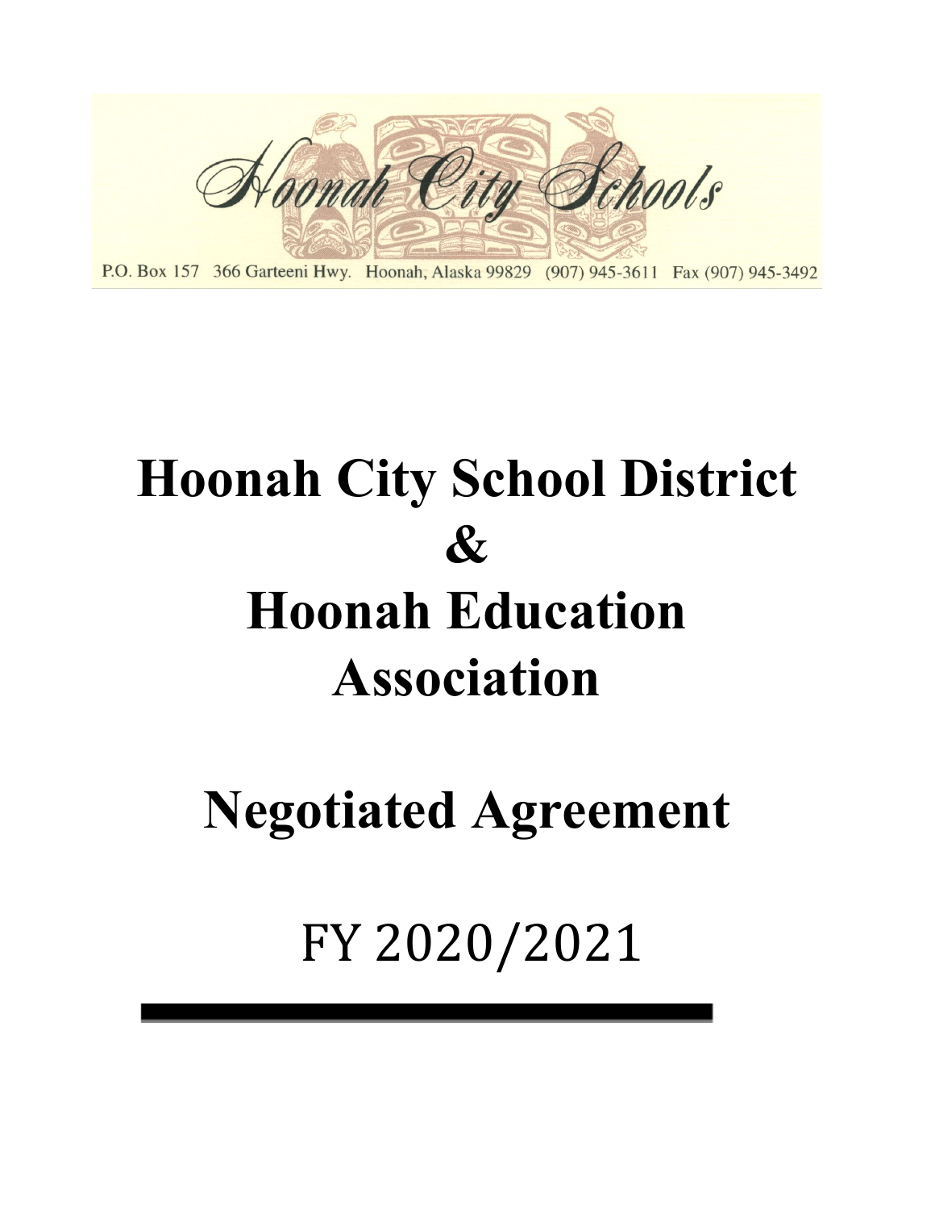Hoonah City Schools

P.O. Box 157 366 Garteeni Hwy. Hoonah, Alaska 99829 (907) 945-3611 Fax (907) 945-3492

# Hoonah City School District & Hoonah Education Association

# Negotiated Agreement

FY 2020/2021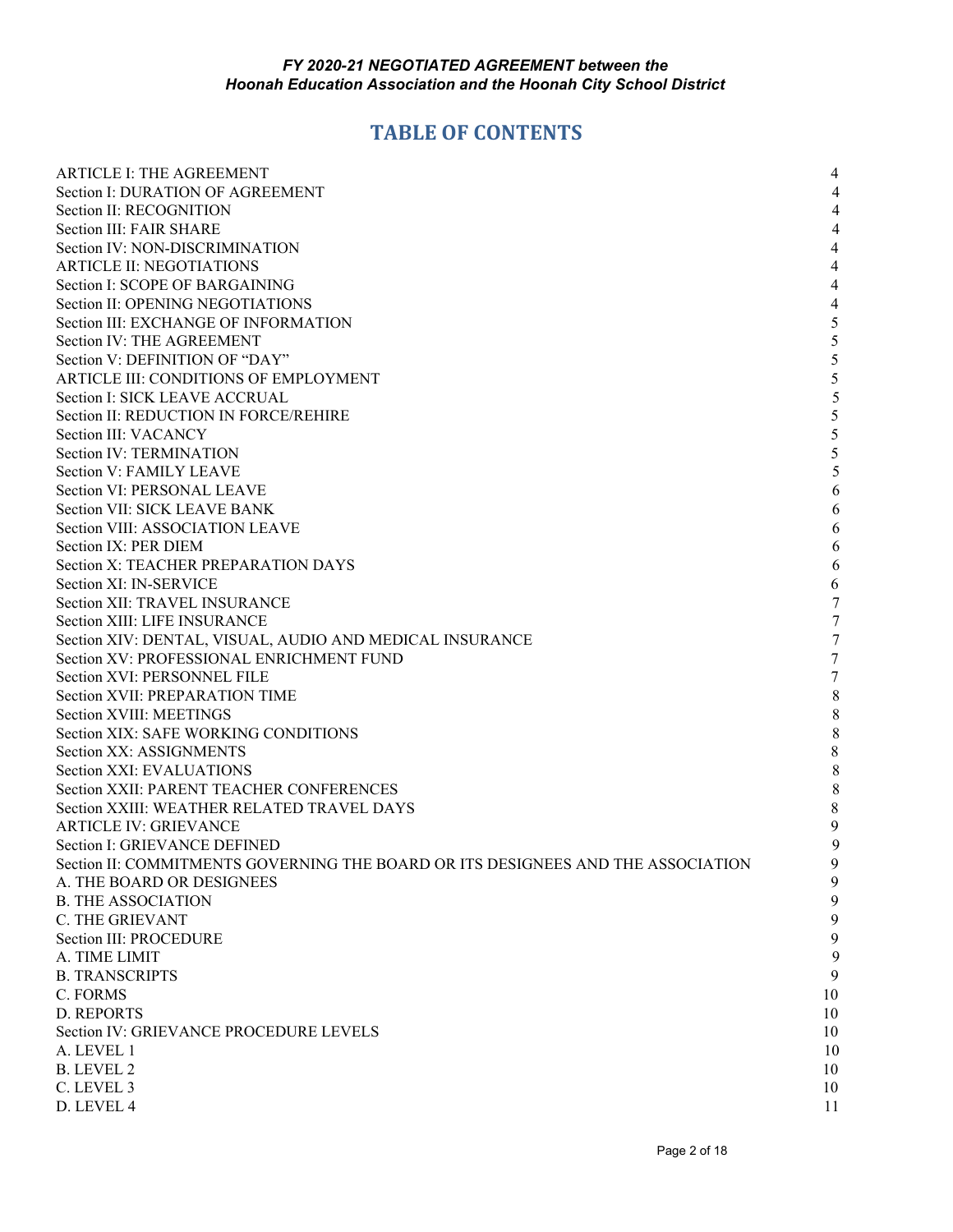# TABLE OF CONTENTS

| | |
|---|---|
| ARTICLE I: THE AGREEMENT | 4 |
| Section I: DURATION OF AGREEMENT | 4 |
| Section II: RECOGNITION | 4 |
| Section III: FAIR SHARE | 4 |
| Section IV: NON-DISCRIMINATION | 4 |
| ARTICLE II: NEGOTIATIONS | 4 |
| Section I: SCOPE OF BARGAINING | 4 |
| Section II: OPENING NEGOTIATIONS | 4 |
| Section III: EXCHANGE OF INFORMATION | 5 |
| Section IV: THE AGREEMENT | 5 |
| Section V: DEFINITION OF “DAY” | 5 |
| ARTICLE III: CONDITIONS OF EMPLOYMENT | 5 |
| Section I: SICK LEAVE ACCRUAL | 5 |
| Section II: REDUCTION IN FORCE/REHIRE | 5 |
| Section III: VACANCY | 5 |
| Section IV: TERMINATION | 5 |
| Section V: FAMILY LEAVE | 5 |
| Section VI: PERSONAL LEAVE | 6 |
| Section VII: SICK LEAVE BANK | 6 |
| Section VIII: ASSOCIATION LEAVE | 6 |
| Section IX: PER DIEM | 6 |
| Section X: TEACHER PREPARATION DAYS | 6 |
| Section XI: IN-SERVICE | 6 |
| Section XII: TRAVEL INSURANCE | 7 |
| Section XIII: LIFE INSURANCE | 7 |
| Section XIV: DENTAL, VISUAL, AUDIO AND MEDICAL INSURANCE | 7 |
| Section XV: PROFESSIONAL ENRICHMENT FUND | 7 |
| Section XVI: PERSONNEL FILE | 7 |
| Section XVII: PREPARATION TIME | 8 |
| Section XVIII: MEETINGS | 8 |
| Section XIX: SAFE WORKING CONDITIONS | 8 |
| Section XX: ASSIGNMENTS | 8 |
| Section XXI: EVALUATIONS | 8 |
| Section XXII: PARENT TEACHER CONFERENCES | 8 |
| Section XXIII: WEATHER RELATED TRAVEL DAYS | 8 |
| ARTICLE IV: GRIEVANCE | 9 |
| Section I: GRIEVANCE DEFINED | 9 |
| Section II: COMMITMENTS GOVERNING THE BOARD OR ITS DESIGNEES AND THE ASSOCIATION | 9 |
| A. THE BOARD OR DESIGNEES | 9 |
| B. THE ASSOCIATION | 9 |
| C. THE GRIEVANT | 9 |
| Section III: PROCEDURE | 9 |
| A. TIME LIMIT | 9 |
| B. TRANSCRIPTS | 9 |
| C. FORMS | 10 |
| D. REPORTS | 10 |
| Section IV: GRIEVANCE PROCEDURE LEVELS | 10 |
| A. LEVEL 1 | 10 |
| B. LEVEL 2 | 10 |
| C. LEVEL 3 | 10 |
| D. LEVEL 4 | 11 |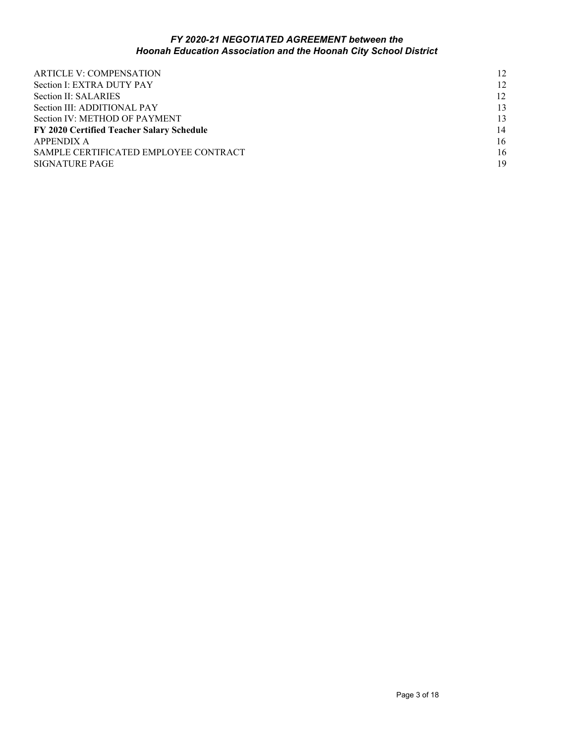ARTICLE V: COMPENSATION 12
Section I: EXTRA DUTY PAY 12
Section II: SALARIES 12
Section III: ADDITIONAL PAY 13
Section IV: METHOD OF PAYMENT 13
**FY 2020 Certified Teacher Salary Schedule** 14
APPENDIX A 16
SAMPLE CERTIFICATED EMPLOYEE CONTRACT 16
SIGNATURE PAGE 19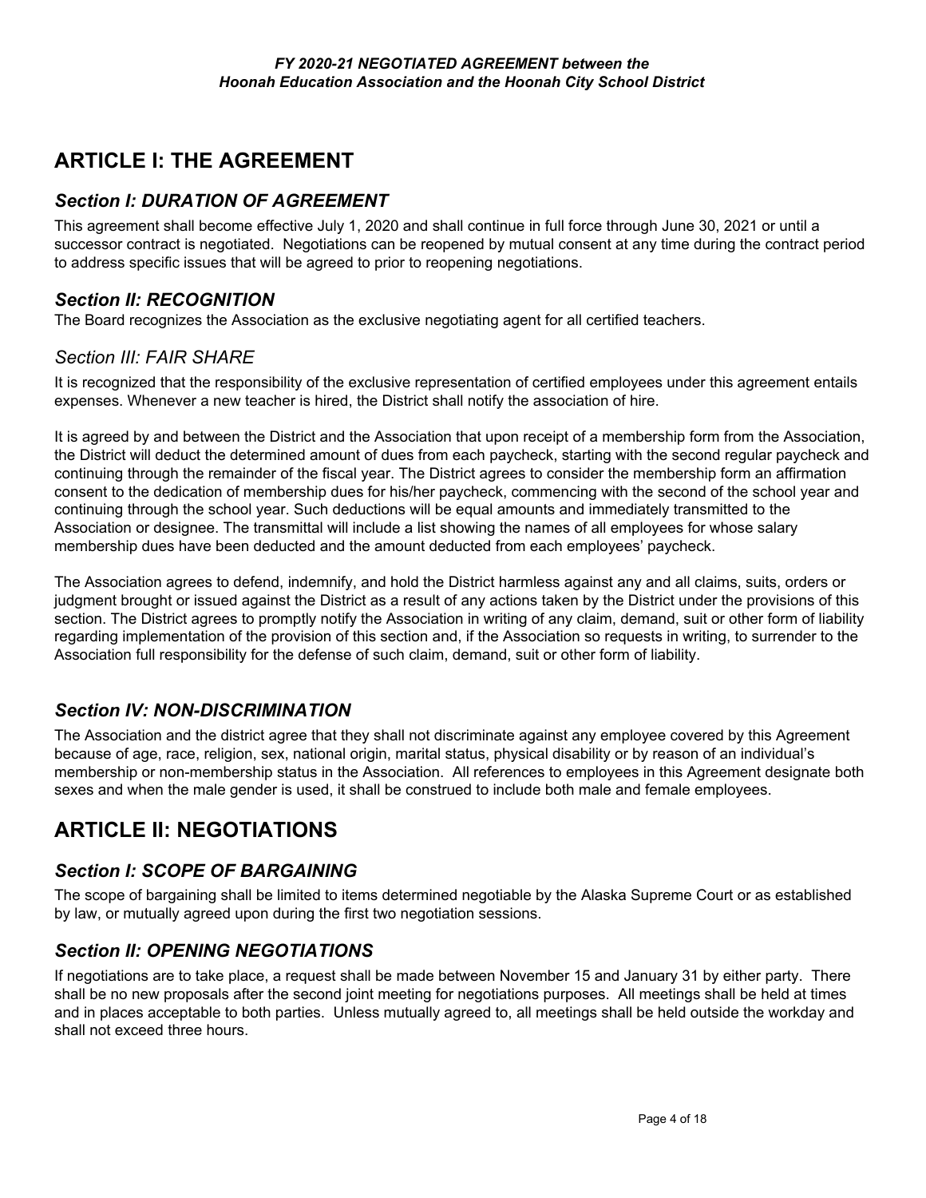# ARTICLE I: THE AGREEMENT

## *Section I: DURATION OF AGREEMENT*

This agreement shall become effective July 1, 2020 and shall continue in full force through June 30, 2021 or until a successor contract is negotiated. Negotiations can be reopened by mutual consent at any time during the contract period to address specific issues that will be agreed to prior to reopening negotiations.

## *Section II: RECOGNITION*

The Board recognizes the Association as the exclusive negotiating agent for all certified teachers.

## *Section III: FAIR SHARE*

It is recognized that the responsibility of the exclusive representation of certified employees under this agreement entails expenses. Whenever a new teacher is hired, the District shall notify the association of hire.

It is agreed by and between the District and the Association that upon receipt of a membership form from the Association, the District will deduct the determined amount of dues from each paycheck, starting with the second regular paycheck and continuing through the remainder of the fiscal year. The District agrees to consider the membership form an affirmation consent to the dedication of membership dues for his/her paycheck, commencing with the second of the school year and continuing through the school year. Such deductions will be equal amounts and immediately transmitted to the Association or designee. The transmittal will include a list showing the names of all employees for whose salary membership dues have been deducted and the amount deducted from each employees' paycheck.

The Association agrees to defend, indemnify, and hold the District harmless against any and all claims, suits, orders or judgment brought or issued against the District as a result of any actions taken by the District under the provisions of this section. The District agrees to promptly notify the Association in writing of any claim, demand, suit or other form of liability regarding implementation of the provision of this section and, if the Association so requests in writing, to surrender to the Association full responsibility for the defense of such claim, demand, suit or other form of liability.

## *Section IV: NON-DISCRIMINATION*

The Association and the district agree that they shall not discriminate against any employee covered by this Agreement because of age, race, religion, sex, national origin, marital status, physical disability or by reason of an individual's membership or non-membership status in the Association. All references to employees in this Agreement designate both sexes and when the male gender is used, it shall be construed to include both male and female employees.

# ARTICLE II: NEGOTIATIONS

## *Section I: SCOPE OF BARGAINING*

The scope of bargaining shall be limited to items determined negotiable by the Alaska Supreme Court or as established by law, or mutually agreed upon during the first two negotiation sessions.

## *Section II: OPENING NEGOTIATIONS*

If negotiations are to take place, a request shall be made between November 15 and January 31 by either party. There shall be no new proposals after the second joint meeting for negotiations purposes. All meetings shall be held at times and in places acceptable to both parties. Unless mutually agreed to, all meetings shall be held outside the workday and shall not exceed three hours.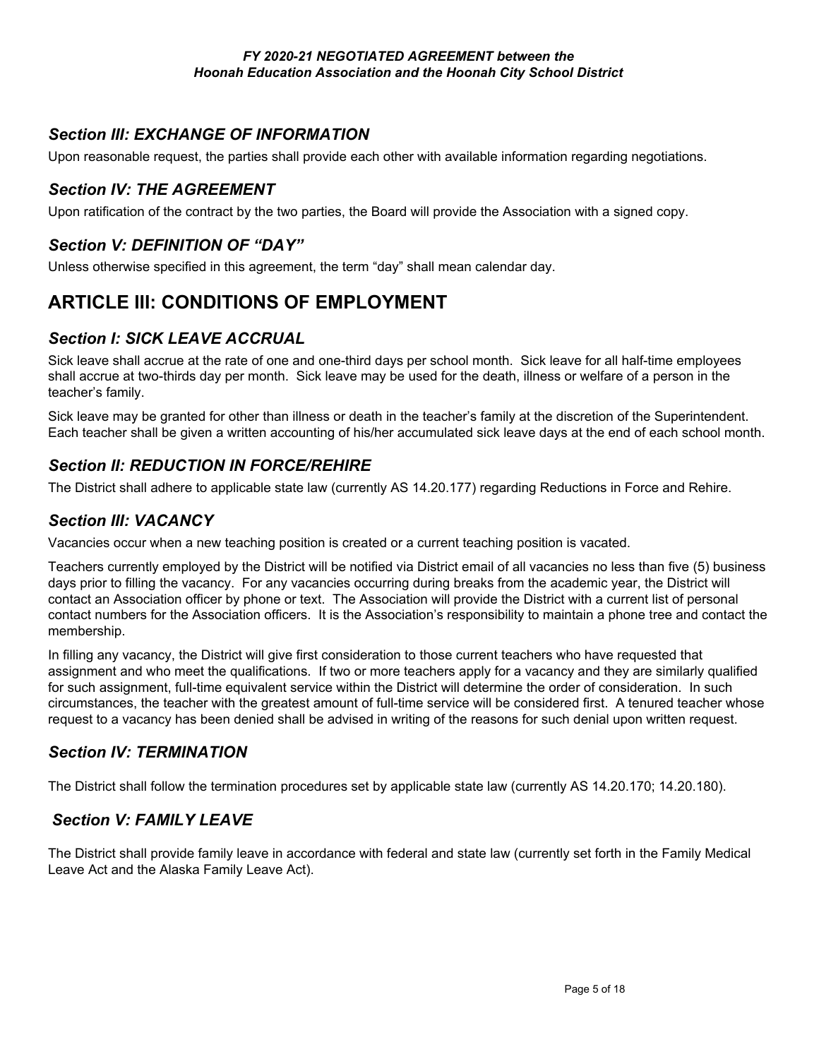## *Section III: EXCHANGE OF INFORMATION*

Upon reasonable request, the parties shall provide each other with available information regarding negotiations.

## *Section IV: THE AGREEMENT*

Upon ratification of the contract by the two parties, the Board will provide the Association with a signed copy.

## *Section V: DEFINITION OF "DAY"*

Unless otherwise specified in this agreement, the term "day" shall mean calendar day.

# ARTICLE III: CONDITIONS OF EMPLOYMENT

## *Section I: SICK LEAVE ACCRUAL*

Sick leave shall accrue at the rate of one and one-third days per school month. Sick leave for all half-time employees shall accrue at two-thirds day per month. Sick leave may be used for the death, illness or welfare of a person in the teacher's family.

Sick leave may be granted for other than illness or death in the teacher's family at the discretion of the Superintendent. Each teacher shall be given a written accounting of his/her accumulated sick leave days at the end of each school month.

## *Section II: REDUCTION IN FORCE/REHIRE*

The District shall adhere to applicable state law (currently AS 14.20.177) regarding Reductions in Force and Rehire.

## *Section III: VACANCY*

Vacancies occur when a new teaching position is created or a current teaching position is vacated.

Teachers currently employed by the District will be notified via District email of all vacancies no less than five (5) business days prior to filling the vacancy. For any vacancies occurring during breaks from the academic year, the District will contact an Association officer by phone or text. The Association will provide the District with a current list of personal contact numbers for the Association officers. It is the Association's responsibility to maintain a phone tree and contact the membership.

In filling any vacancy, the District will give first consideration to those current teachers who have requested that assignment and who meet the qualifications. If two or more teachers apply for a vacancy and they are similarly qualified for such assignment, full-time equivalent service within the District will determine the order of consideration. In such circumstances, the teacher with the greatest amount of full-time service will be considered first. A tenured teacher whose request to a vacancy has been denied shall be advised in writing of the reasons for such denial upon written request.

## *Section IV: TERMINATION*

The District shall follow the termination procedures set by applicable state law (currently AS 14.20.170; 14.20.180).

## *Section V: FAMILY LEAVE*

The District shall provide family leave in accordance with federal and state law (currently set forth in the Family Medical Leave Act and the Alaska Family Leave Act).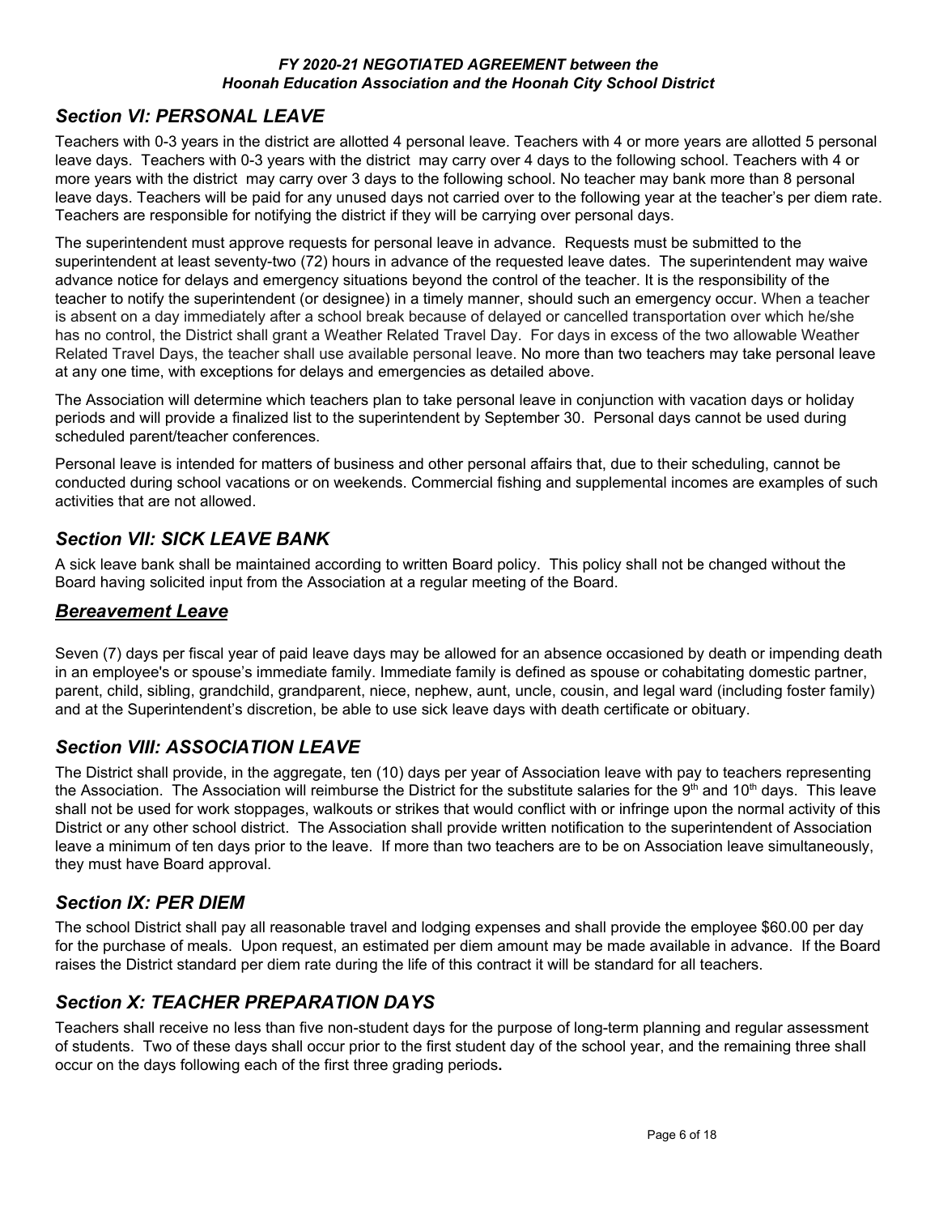## *Section VI: PERSONAL LEAVE*

Teachers with 0-3 years in the district are allotted 4 personal leave. Teachers with 4 or more years are allotted 5 personal leave days. Teachers with 0-3 years with the district may carry over 4 days to the following school. Teachers with 4 or more years with the district may carry over 3 days to the following school. No teacher may bank more than 8 personal leave days. Teachers will be paid for any unused days not carried over to the following year at the teacher's per diem rate. Teachers are responsible for notifying the district if they will be carrying over personal days.

The superintendent must approve requests for personal leave in advance. Requests must be submitted to the superintendent at least seventy-two (72) hours in advance of the requested leave dates. The superintendent may waive advance notice for delays and emergency situations beyond the control of the teacher. It is the responsibility of the teacher to notify the superintendent (or designee) in a timely manner, should such an emergency occur. When a teacher is absent on a day immediately after a school break because of delayed or cancelled transportation over which he/she has no control, the District shall grant a Weather Related Travel Day. For days in excess of the two allowable Weather Related Travel Days, the teacher shall use available personal leave. No more than two teachers may take personal leave at any one time, with exceptions for delays and emergencies as detailed above.

The Association will determine which teachers plan to take personal leave in conjunction with vacation days or holiday periods and will provide a finalized list to the superintendent by September 30. Personal days cannot be used during scheduled parent/teacher conferences.

Personal leave is intended for matters of business and other personal affairs that, due to their scheduling, cannot be conducted during school vacations or on weekends. Commercial fishing and supplemental incomes are examples of such activities that are not allowed.

## *Section VII: SICK LEAVE BANK*

A sick leave bank shall be maintained according to written Board policy. This policy shall not be changed without the Board having solicited input from the Association at a regular meeting of the Board.

### ***Bereavement Leave***

Seven (7) days per fiscal year of paid leave days may be allowed for an absence occasioned by death or impending death in an employee's or spouse's immediate family. Immediate family is defined as spouse or cohabitating domestic partner, parent, child, sibling, grandchild, grandparent, niece, nephew, aunt, uncle, cousin, and legal ward (including foster family) and at the Superintendent's discretion, be able to use sick leave days with death certificate or obituary.

## *Section VIII: ASSOCIATION LEAVE*

The District shall provide, in the aggregate, ten (10) days per year of Association leave with pay to teachers representing the Association. The Association will reimburse the District for the substitute salaries for the 9th and 10th days. This leave shall not be used for work stoppages, walkouts or strikes that would conflict with or infringe upon the normal activity of this District or any other school district. The Association shall provide written notification to the superintendent of Association leave a minimum of ten days prior to the leave. If more than two teachers are to be on Association leave simultaneously, they must have Board approval.

## *Section IX: PER DIEM*

The school District shall pay all reasonable travel and lodging expenses and shall provide the employee $60.00 per day for the purchase of meals. Upon request, an estimated per diem amount may be made available in advance. If the Board raises the District standard per diem rate during the life of this contract it will be standard for all teachers.

## *Section X: TEACHER PREPARATION DAYS*

Teachers shall receive no less than five non-student days for the purpose of long-term planning and regular assessment of students. Two of these days shall occur prior to the first student day of the school year, and the remaining three shall occur on the days following each of the first three grading periods.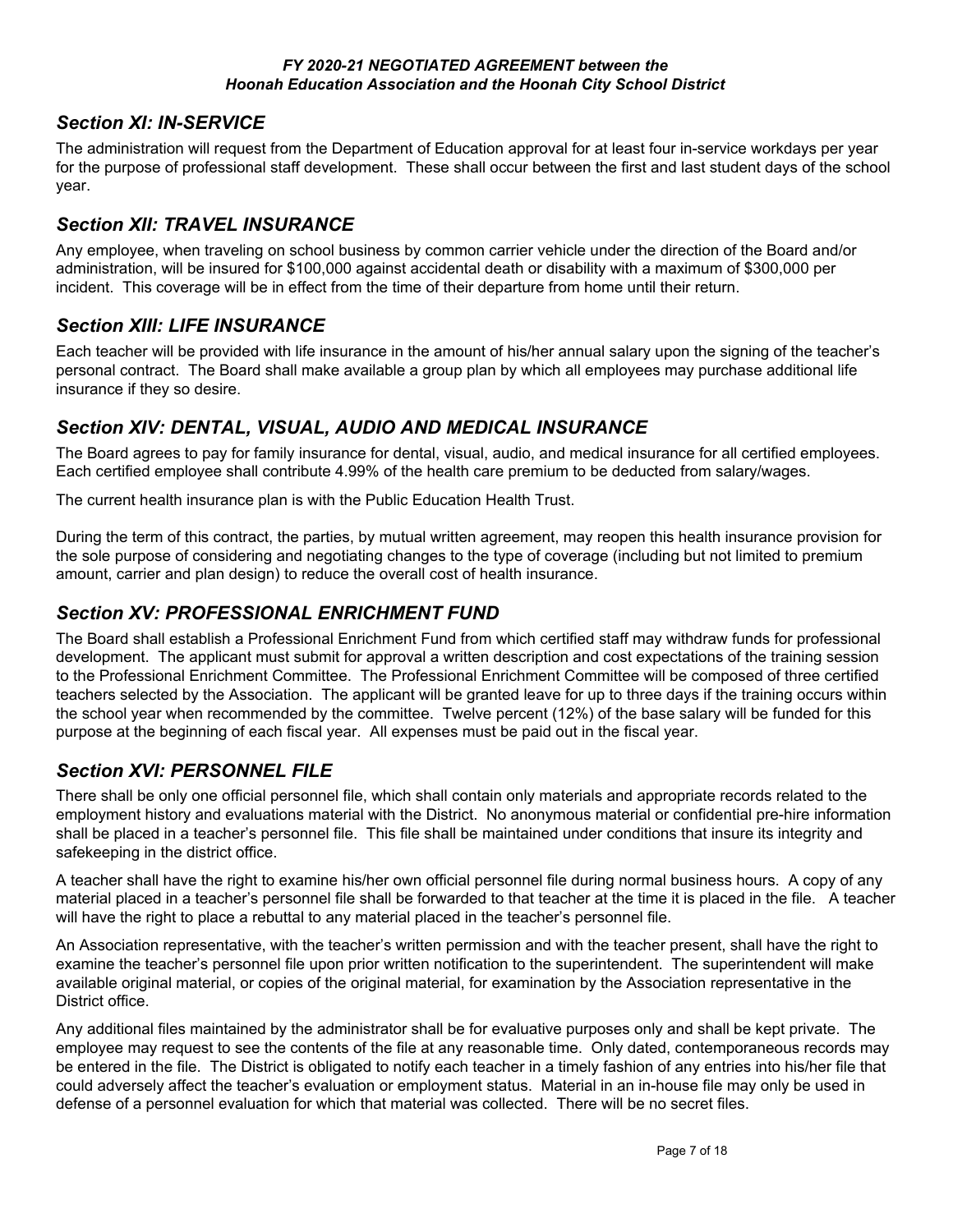## *Section XI: IN-SERVICE*

The administration will request from the Department of Education approval for at least four in-service workdays per year for the purpose of professional staff development. These shall occur between the first and last student days of the school year.

## *Section XII: TRAVEL INSURANCE*

Any employee, when traveling on school business by common carrier vehicle under the direction of the Board and/or administration, will be insured for $100,000 against accidental death or disability with a maximum of $300,000 per incident. This coverage will be in effect from the time of their departure from home until their return.

## *Section XIII: LIFE INSURANCE*

Each teacher will be provided with life insurance in the amount of his/her annual salary upon the signing of the teacher's personal contract. The Board shall make available a group plan by which all employees may purchase additional life insurance if they so desire.

## *Section XIV: DENTAL, VISUAL, AUDIO AND MEDICAL INSURANCE*

The Board agrees to pay for family insurance for dental, visual, audio, and medical insurance for all certified employees. Each certified employee shall contribute 4.99% of the health care premium to be deducted from salary/wages.

The current health insurance plan is with the Public Education Health Trust.

During the term of this contract, the parties, by mutual written agreement, may reopen this health insurance provision for the sole purpose of considering and negotiating changes to the type of coverage (including but not limited to premium amount, carrier and plan design) to reduce the overall cost of health insurance.

## *Section XV: PROFESSIONAL ENRICHMENT FUND*

The Board shall establish a Professional Enrichment Fund from which certified staff may withdraw funds for professional development. The applicant must submit for approval a written description and cost expectations of the training session to the Professional Enrichment Committee. The Professional Enrichment Committee will be composed of three certified teachers selected by the Association. The applicant will be granted leave for up to three days if the training occurs within the school year when recommended by the committee. Twelve percent (12%) of the base salary will be funded for this purpose at the beginning of each fiscal year. All expenses must be paid out in the fiscal year.

## *Section XVI: PERSONNEL FILE*

There shall be only one official personnel file, which shall contain only materials and appropriate records related to the employment history and evaluations material with the District. No anonymous material or confidential pre-hire information shall be placed in a teacher's personnel file. This file shall be maintained under conditions that insure its integrity and safekeeping in the district office.

A teacher shall have the right to examine his/her own official personnel file during normal business hours. A copy of any material placed in a teacher's personnel file shall be forwarded to that teacher at the time it is placed in the file. A teacher will have the right to place a rebuttal to any material placed in the teacher's personnel file.

An Association representative, with the teacher's written permission and with the teacher present, shall have the right to examine the teacher's personnel file upon prior written notification to the superintendent. The superintendent will make available original material, or copies of the original material, for examination by the Association representative in the District office.

Any additional files maintained by the administrator shall be for evaluative purposes only and shall be kept private. The employee may request to see the contents of the file at any reasonable time. Only dated, contemporaneous records may be entered in the file. The District is obligated to notify each teacher in a timely fashion of any entries into his/her file that could adversely affect the teacher's evaluation or employment status. Material in an in-house file may only be used in defense of a personnel evaluation for which that material was collected. There will be no secret files.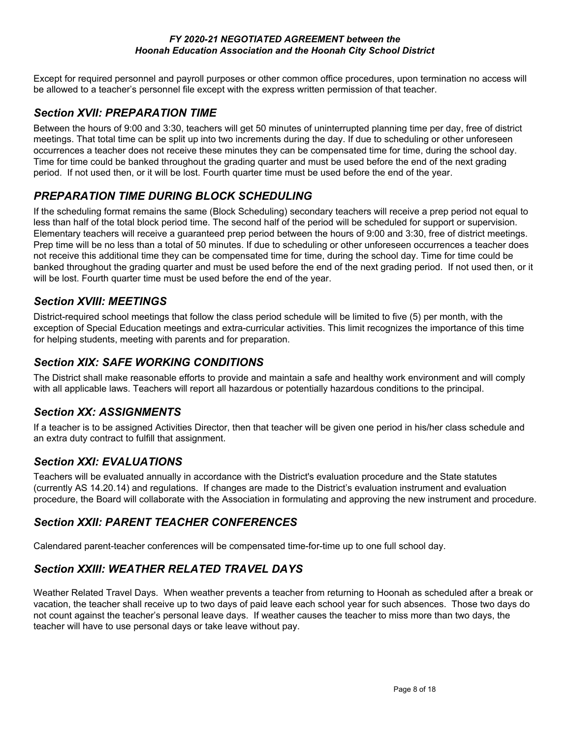Except for required personnel and payroll purposes or other common office procedures, upon termination no access will be allowed to a teacher's personnel file except with the express written permission of that teacher.

## *Section XVII: PREPARATION TIME*

Between the hours of 9:00 and 3:30, teachers will get 50 minutes of uninterrupted planning time per day, free of district meetings. That total time can be split up into two increments during the day. If due to scheduling or other unforeseen occurrences a teacher does not receive these minutes they can be compensated time for time, during the school day. Time for time could be banked throughout the grading quarter and must be used before the end of the next grading period. If not used then, or it will be lost. Fourth quarter time must be used before the end of the year.

## *PREPARATION TIME DURING BLOCK SCHEDULING*

If the scheduling format remains the same (Block Scheduling) secondary teachers will receive a prep period not equal to less than half of the total block period time. The second half of the period will be scheduled for support or supervision. Elementary teachers will receive a guaranteed prep period between the hours of 9:00 and 3:30, free of district meetings. Prep time will be no less than a total of 50 minutes. If due to scheduling or other unforeseen occurrences a teacher does not receive this additional time they can be compensated time for time, during the school day. Time for time could be banked throughout the grading quarter and must be used before the end of the next grading period. If not used then, or it will be lost. Fourth quarter time must be used before the end of the year.

## *Section XVIII: MEETINGS*

District-required school meetings that follow the class period schedule will be limited to five (5) per month, with the exception of Special Education meetings and extra-curricular activities. This limit recognizes the importance of this time for helping students, meeting with parents and for preparation.

## *Section XIX: SAFE WORKING CONDITIONS*

The District shall make reasonable efforts to provide and maintain a safe and healthy work environment and will comply with all applicable laws. Teachers will report all hazardous or potentially hazardous conditions to the principal.

## *Section XX: ASSIGNMENTS*

If a teacher is to be assigned Activities Director, then that teacher will be given one period in his/her class schedule and an extra duty contract to fulfill that assignment.

## *Section XXI: EVALUATIONS*

Teachers will be evaluated annually in accordance with the District's evaluation procedure and the State statutes (currently AS 14.20.14) and regulations. If changes are made to the District's evaluation instrument and evaluation procedure, the Board will collaborate with the Association in formulating and approving the new instrument and procedure.

## *Section XXII: PARENT TEACHER CONFERENCES*

Calendared parent-teacher conferences will be compensated time-for-time up to one full school day.

## *Section XXIII: WEATHER RELATED TRAVEL DAYS*

Weather Related Travel Days. When weather prevents a teacher from returning to Hoonah as scheduled after a break or vacation, the teacher shall receive up to two days of paid leave each school year for such absences. Those two days do not count against the teacher's personal leave days. If weather causes the teacher to miss more than two days, the teacher will have to use personal days or take leave without pay.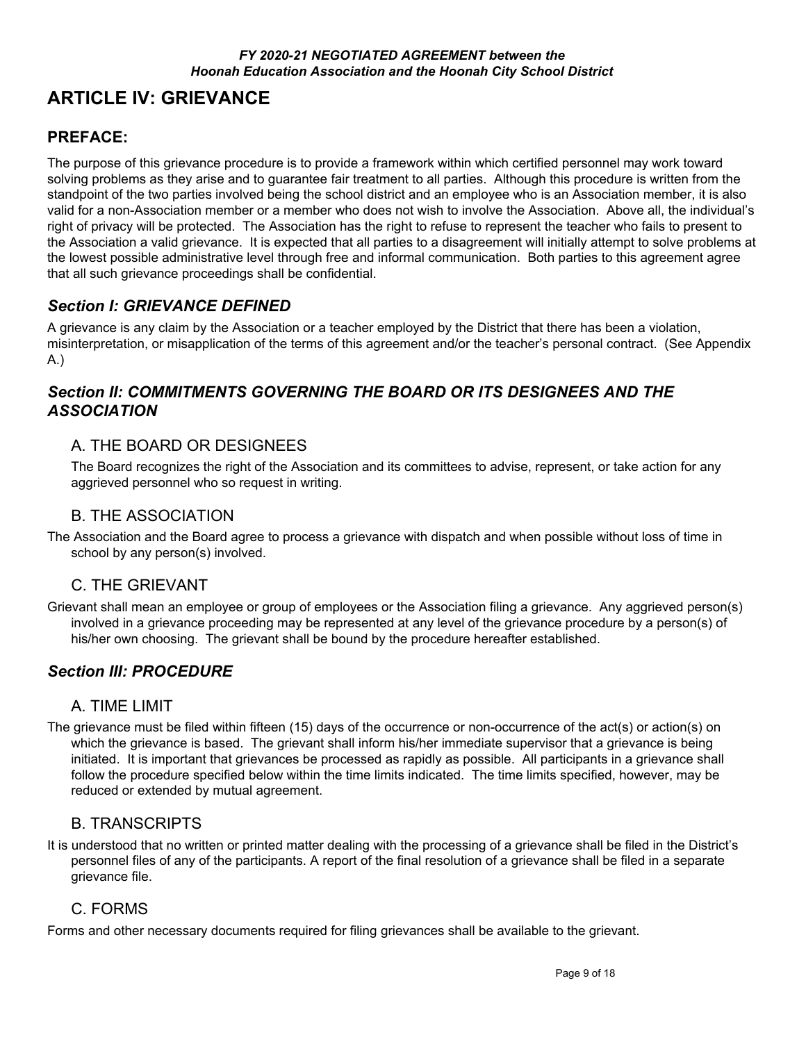# ARTICLE IV: GRIEVANCE

## PREFACE:

The purpose of this grievance procedure is to provide a framework within which certified personnel may work toward solving problems as they arise and to guarantee fair treatment to all parties. Although this procedure is written from the standpoint of the two parties involved being the school district and an employee who is an Association member, it is also valid for a non-Association member or a member who does not wish to involve the Association. Above all, the individual's right of privacy will be protected. The Association has the right to refuse to represent the teacher who fails to present to the Association a valid grievance. It is expected that all parties to a disagreement will initially attempt to solve problems at the lowest possible administrative level through free and informal communication. Both parties to this agreement agree that all such grievance proceedings shall be confidential.

### *Section I: GRIEVANCE DEFINED*

A grievance is any claim by the Association or a teacher employed by the District that there has been a violation, misinterpretation, or misapplication of the terms of this agreement and/or the teacher's personal contract. (See Appendix A.)

### *Section II: COMMITMENTS GOVERNING THE BOARD OR ITS DESIGNEES AND THE ASSOCIATION*

#### A. THE BOARD OR DESIGNEES

The Board recognizes the right of the Association and its committees to advise, represent, or take action for any aggrieved personnel who so request in writing.

#### B. THE ASSOCIATION

The Association and the Board agree to process a grievance with dispatch and when possible without loss of time in school by any person(s) involved.

#### C. THE GRIEVANT

Grievant shall mean an employee or group of employees or the Association filing a grievance. Any aggrieved person(s) involved in a grievance proceeding may be represented at any level of the grievance procedure by a person(s) of his/her own choosing. The grievant shall be bound by the procedure hereafter established.

### *Section III: PROCEDURE*

#### A. TIME LIMIT

The grievance must be filed within fifteen (15) days of the occurrence or non-occurrence of the act(s) or action(s) on which the grievance is based. The grievant shall inform his/her immediate supervisor that a grievance is being initiated. It is important that grievances be processed as rapidly as possible. All participants in a grievance shall follow the procedure specified below within the time limits indicated. The time limits specified, however, may be reduced or extended by mutual agreement.

#### B. TRANSCRIPTS

It is understood that no written or printed matter dealing with the processing of a grievance shall be filed in the District's personnel files of any of the participants. A report of the final resolution of a grievance shall be filed in a separate grievance file.

#### C. FORMS

Forms and other necessary documents required for filing grievances shall be available to the grievant.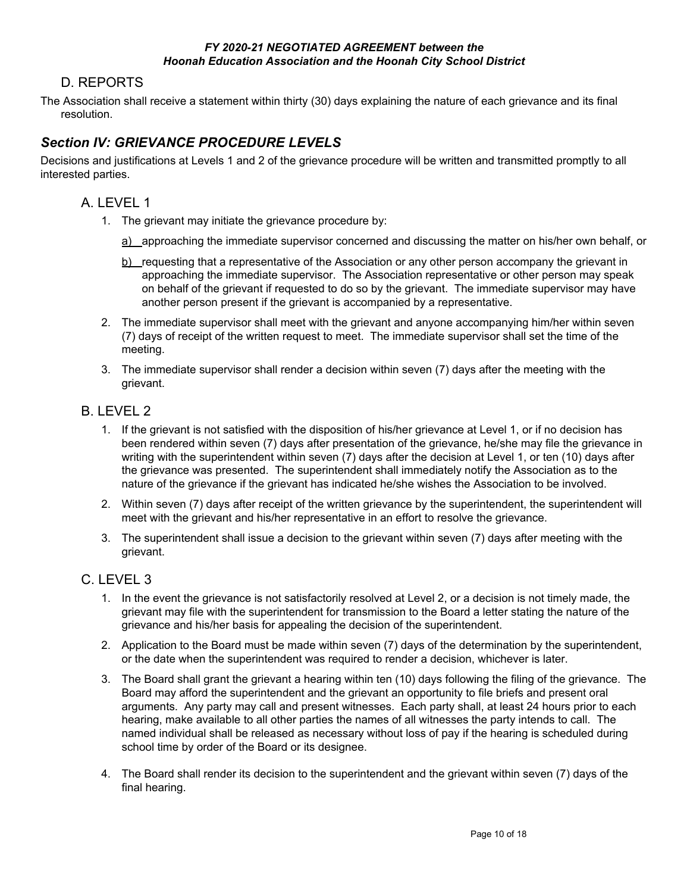## D. REPORTS

The Association shall receive a statement within thirty (30) days explaining the nature of each grievance and its final resolution.

## *Section IV: GRIEVANCE PROCEDURE LEVELS*

Decisions and justifications at Levels 1 and 2 of the grievance procedure will be written and transmitted promptly to all interested parties.

### A. LEVEL 1

1. The grievant may initiate the grievance procedure by:

   a) approaching the immediate supervisor concerned and discussing the matter on his/her own behalf, or

   b) requesting that a representative of the Association or any other person accompany the grievant in approaching the immediate supervisor. The Association representative or other person may speak on behalf of the grievant if requested to do so by the grievant. The immediate supervisor may have another person present if the grievant is accompanied by a representative.

2. The immediate supervisor shall meet with the grievant and anyone accompanying him/her within seven (7) days of receipt of the written request to meet. The immediate supervisor shall set the time of the meeting.

3. The immediate supervisor shall render a decision within seven (7) days after the meeting with the grievant.

### B. LEVEL 2

1. If the grievant is not satisfied with the disposition of his/her grievance at Level 1, or if no decision has been rendered within seven (7) days after presentation of the grievance, he/she may file the grievance in writing with the superintendent within seven (7) days after the decision at Level 1, or ten (10) days after the grievance was presented. The superintendent shall immediately notify the Association as to the nature of the grievance if the grievant has indicated he/she wishes the Association to be involved.

2. Within seven (7) days after receipt of the written grievance by the superintendent, the superintendent will meet with the grievant and his/her representative in an effort to resolve the grievance.

3. The superintendent shall issue a decision to the grievant within seven (7) days after meeting with the grievant.

### C. LEVEL 3

1. In the event the grievance is not satisfactorily resolved at Level 2, or a decision is not timely made, the grievant may file with the superintendent for transmission to the Board a letter stating the nature of the grievance and his/her basis for appealing the decision of the superintendent.

2. Application to the Board must be made within seven (7) days of the determination by the superintendent, or the date when the superintendent was required to render a decision, whichever is later.

3. The Board shall grant the grievant a hearing within ten (10) days following the filing of the grievance. The Board may afford the superintendent and the grievant an opportunity to file briefs and present oral arguments. Any party may call and present witnesses. Each party shall, at least 24 hours prior to each hearing, make available to all other parties the names of all witnesses the party intends to call. The named individual shall be released as necessary without loss of pay if the hearing is scheduled during school time by order of the Board or its designee.

4. The Board shall render its decision to the superintendent and the grievant within seven (7) days of the final hearing.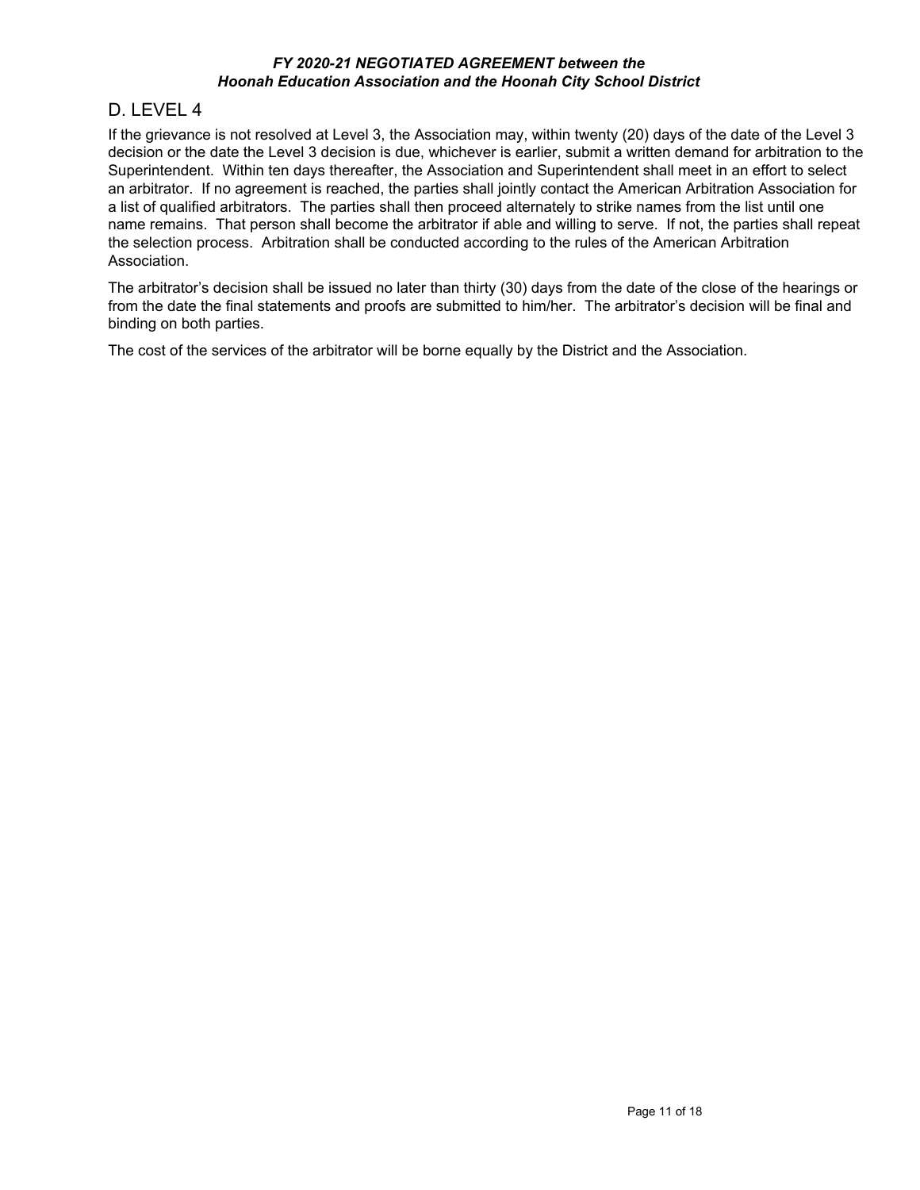## D. LEVEL 4

If the grievance is not resolved at Level 3, the Association may, within twenty (20) days of the date of the Level 3 decision or the date the Level 3 decision is due, whichever is earlier, submit a written demand for arbitration to the Superintendent. Within ten days thereafter, the Association and Superintendent shall meet in an effort to select an arbitrator. If no agreement is reached, the parties shall jointly contact the American Arbitration Association for a list of qualified arbitrators. The parties shall then proceed alternately to strike names from the list until one name remains. That person shall become the arbitrator if able and willing to serve. If not, the parties shall repeat the selection process. Arbitration shall be conducted according to the rules of the American Arbitration Association.

The arbitrator's decision shall be issued no later than thirty (30) days from the date of the close of the hearings or from the date the final statements and proofs are submitted to him/her. The arbitrator's decision will be final and binding on both parties.

The cost of the services of the arbitrator will be borne equally by the District and the Association.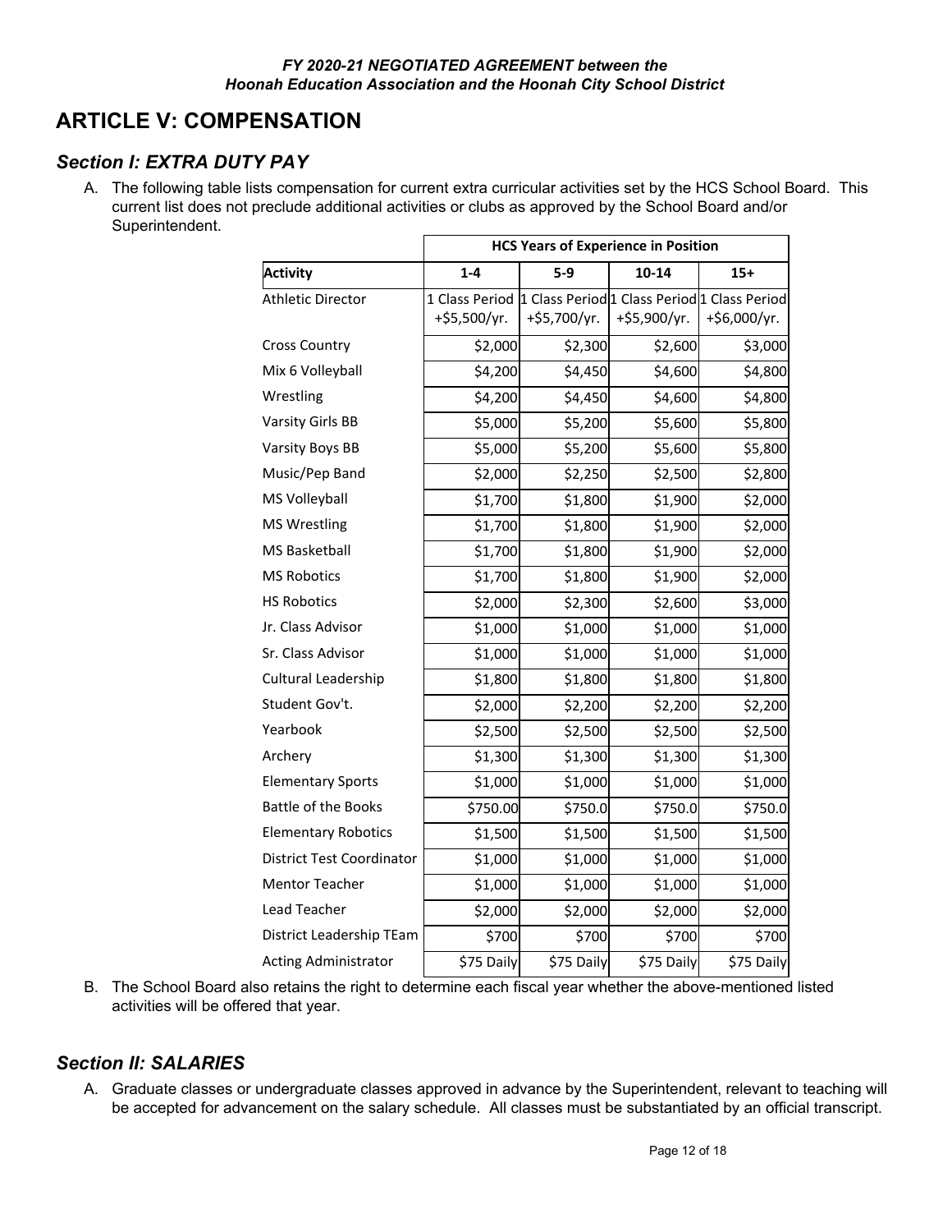# ARTICLE V: COMPENSATION

## *Section I: EXTRA DUTY PAY*

A. The following table lists compensation for current extra curricular activities set by the HCS School Board. This current list does not preclude additional activities or clubs as approved by the School Board and/or Superintendent.

| | HCS Years of Experience in Position | | | |
|---|---|---|---|---|
| **Activity** | **1-4** | **5-9** | **10-14** | **15+** |
| Athletic Director | 1 Class Period +$5,500/yr. | 1 Class Period +$5,700/yr. | 1 Class Period +$5,900/yr. | 1 Class Period +$6,000/yr. |
| Cross Country | $2,000 | $2,300 | $2,600 | $3,000 |
| Mix 6 Volleyball | $4,200 | $4,450 | $4,600 | $4,800 |
| Wrestling | $4,200 | $4,450 | $4,600 | $4,800 |
| Varsity Girls BB | $5,000 | $5,200 | $5,600 | $5,800 |
| Varsity Boys BB | $5,000 | $5,200 | $5,600 | $5,800 |
| Music/Pep Band | $2,000 | $2,250 | $2,500 | $2,800 |
| MS Volleyball | $1,700 | $1,800 | $1,900 | $2,000 |
| MS Wrestling | $1,700 | $1,800 | $1,900 | $2,000 |
| MS Basketball | $1,700 | $1,800 | $1,900 | $2,000 |
| MS Robotics | $1,700 | $1,800 | $1,900 | $2,000 |
| HS Robotics | $2,000 | $2,300 | $2,600 | $3,000 |
| Jr. Class Advisor | $1,000 | $1,000 | $1,000 | $1,000 |
| Sr. Class Advisor | $1,000 | $1,000 | $1,000 | $1,000 |
| Cultural Leadership | $1,800 | $1,800 | $1,800 | $1,800 |
| Student Gov't. | $2,000 | $2,200 | $2,200 | $2,200 |
| Yearbook | $2,500 | $2,500 | $2,500 | $2,500 |
| Archery | $1,300 | $1,300 | $1,300 | $1,300 |
| Elementary Sports | $1,000 | $1,000 | $1,000 | $1,000 |
| Battle of the Books | $750.00 | $750.0 | $750.0 | $750.0 |
| Elementary Robotics | $1,500 | $1,500 | $1,500 | $1,500 |
| District Test Coordinator | $1,000 | $1,000 | $1,000 | $1,000 |
| Mentor Teacher | $1,000 | $1,000 | $1,000 | $1,000 |
| Lead Teacher | $2,000 | $2,000 | $2,000 | $2,000 |
| District Leadership TEam | $700 | $700 | $700 | $700 |
| Acting Administrator | $75 Daily | $75 Daily | $75 Daily | $75 Daily |

B. The School Board also retains the right to determine each fiscal year whether the above-mentioned listed activities will be offered that year.

## *Section II: SALARIES*

A. Graduate classes or undergraduate classes approved in advance by the Superintendent, relevant to teaching will be accepted for advancement on the salary schedule. All classes must be substantiated by an official transcript.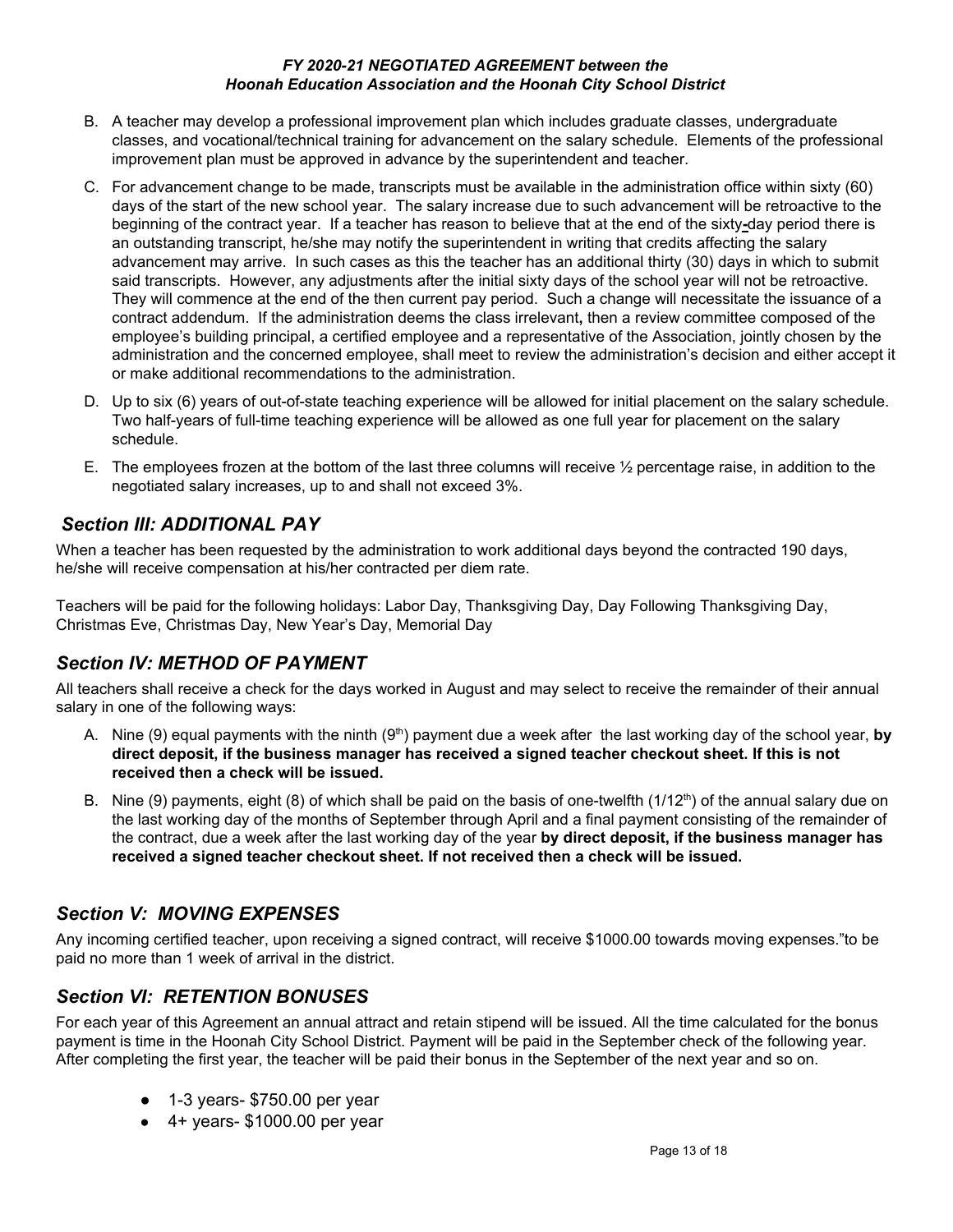B. A teacher may develop a professional improvement plan which includes graduate classes, undergraduate classes, and vocational/technical training for advancement on the salary schedule. Elements of the professional improvement plan must be approved in advance by the superintendent and teacher.

C. For advancement change to be made, transcripts must be available in the administration office within sixty (60) days of the start of the new school year. The salary increase due to such advancement will be retroactive to the beginning of the contract year. If a teacher has reason to believe that at the end of the sixty-day period there is an outstanding transcript, he/she may notify the superintendent in writing that credits affecting the salary advancement may arrive. In such cases as this the teacher has an additional thirty (30) days in which to submit said transcripts. However, any adjustments after the initial sixty days of the school year will not be retroactive. They will commence at the end of the then current pay period. Such a change will necessitate the issuance of a contract addendum. If the administration deems the class irrelevant, then a review committee composed of the employee's building principal, a certified employee and a representative of the Association, jointly chosen by the administration and the concerned employee, shall meet to review the administration's decision and either accept it or make additional recommendations to the administration.

D. Up to six (6) years of out-of-state teaching experience will be allowed for initial placement on the salary schedule. Two half-years of full-time teaching experience will be allowed as one full year for placement on the salary schedule.

E. The employees frozen at the bottom of the last three columns will receive ½ percentage raise, in addition to the negotiated salary increases, up to and shall not exceed 3%.

## *Section III: ADDITIONAL PAY*

When a teacher has been requested by the administration to work additional days beyond the contracted 190 days, he/she will receive compensation at his/her contracted per diem rate.

Teachers will be paid for the following holidays: Labor Day, Thanksgiving Day, Day Following Thanksgiving Day, Christmas Eve, Christmas Day, New Year's Day, Memorial Day

## *Section IV: METHOD OF PAYMENT*

All teachers shall receive a check for the days worked in August and may select to receive the remainder of their annual salary in one of the following ways:

A. Nine (9) equal payments with the ninth (9th) payment due a week after the last working day of the school year, **by direct deposit, if the business manager has received a signed teacher checkout sheet. If this is not received then a check will be issued.**

B. Nine (9) payments, eight (8) of which shall be paid on the basis of one-twelfth (1/12th) of the annual salary due on the last working day of the months of September through April and a final payment consisting of the remainder of the contract, due a week after the last working day of the year **by direct deposit, if the business manager has received a signed teacher checkout sheet. If not received then a check will be issued.**

## *Section V: MOVING EXPENSES*

Any incoming certified teacher, upon receiving a signed contract, will receive $1000.00 towards moving expenses."to be paid no more than 1 week of arrival in the district.

## *Section VI: RETENTION BONUSES*

For each year of this Agreement an annual attract and retain stipend will be issued. All the time calculated for the bonus payment is time in the Hoonah City School District. Payment will be paid in the September check of the following year. After completing the first year, the teacher will be paid their bonus in the September of the next year and so on.

- 1-3 years- $750.00 per year
- 4+ years- $1000.00 per year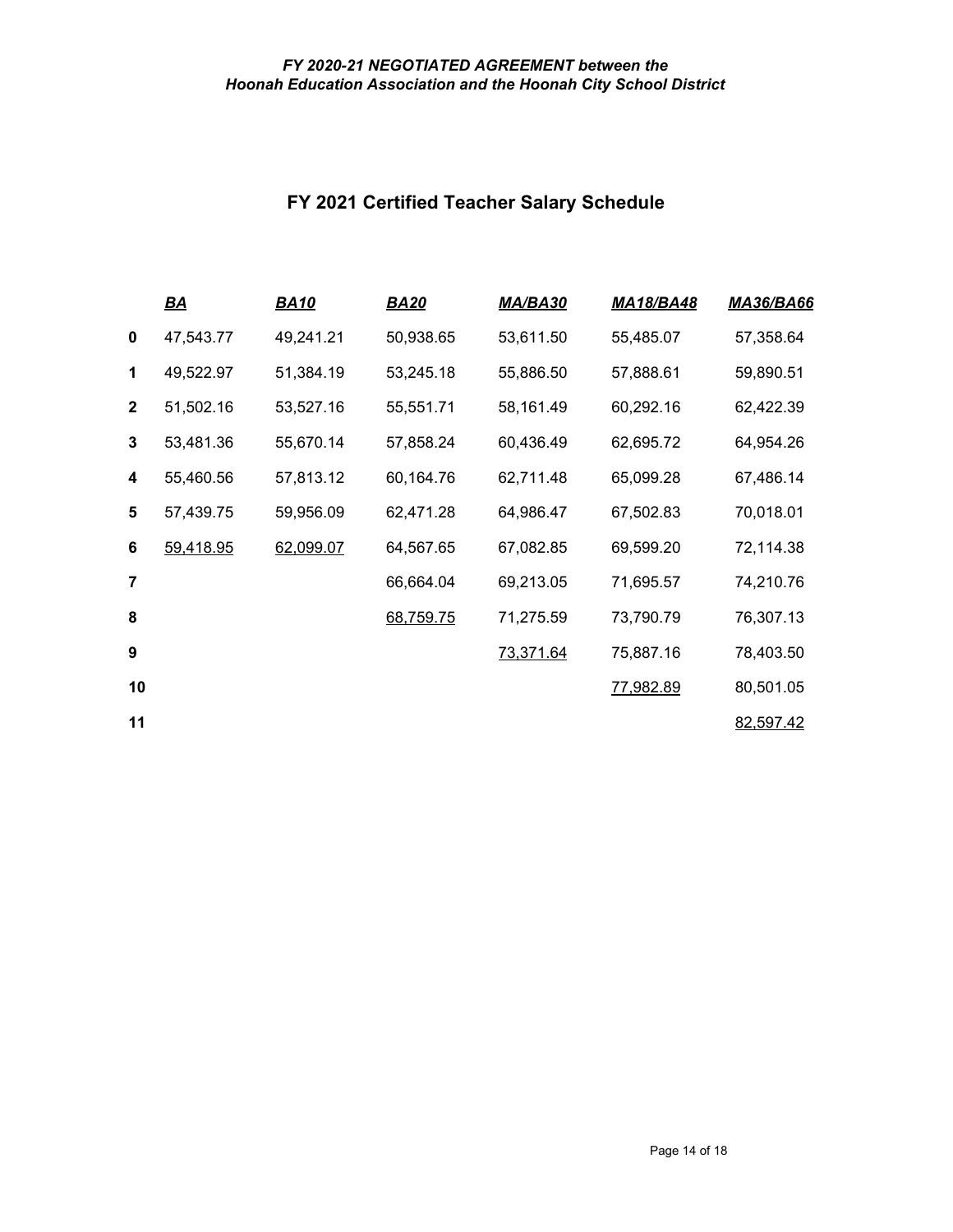# FY 2021 Certified Teacher Salary Schedule

| | *BA* | *BA10* | *BA20* | *MA/BA30* | *MA18/BA48* | *MA36/BA66* |
|---|---|---|---|---|---|---|
| **0** | 47,543.77 | 49,241.21 | 50,938.65 | 53,611.50 | 55,485.07 | 57,358.64 |
| **1** | 49,522.97 | 51,384.19 | 53,245.18 | 55,886.50 | 57,888.61 | 59,890.51 |
| **2** | 51,502.16 | 53,527.16 | 55,551.71 | 58,161.49 | 60,292.16 | 62,422.39 |
| **3** | 53,481.36 | 55,670.14 | 57,858.24 | 60,436.49 | 62,695.72 | 64,954.26 |
| **4** | 55,460.56 | 57,813.12 | 60,164.76 | 62,711.48 | 65,099.28 | 67,486.14 |
| **5** | 57,439.75 | 59,956.09 | 62,471.28 | 64,986.47 | 67,502.83 | 70,018.01 |
| **6** | 59,418.95 | 62,099.07 | 64,567.65 | 67,082.85 | 69,599.20 | 72,114.38 |
| **7** | | | 66,664.04 | 69,213.05 | 71,695.57 | 74,210.76 |
| **8** | | | 68,759.75 | 71,275.59 | 73,790.79 | 76,307.13 |
| **9** | | | | 73,371.64 | 75,887.16 | 78,403.50 |
| **10** | | | | | 77,982.89 | 80,501.05 |
| **11** | | | | | | 82,597.42 |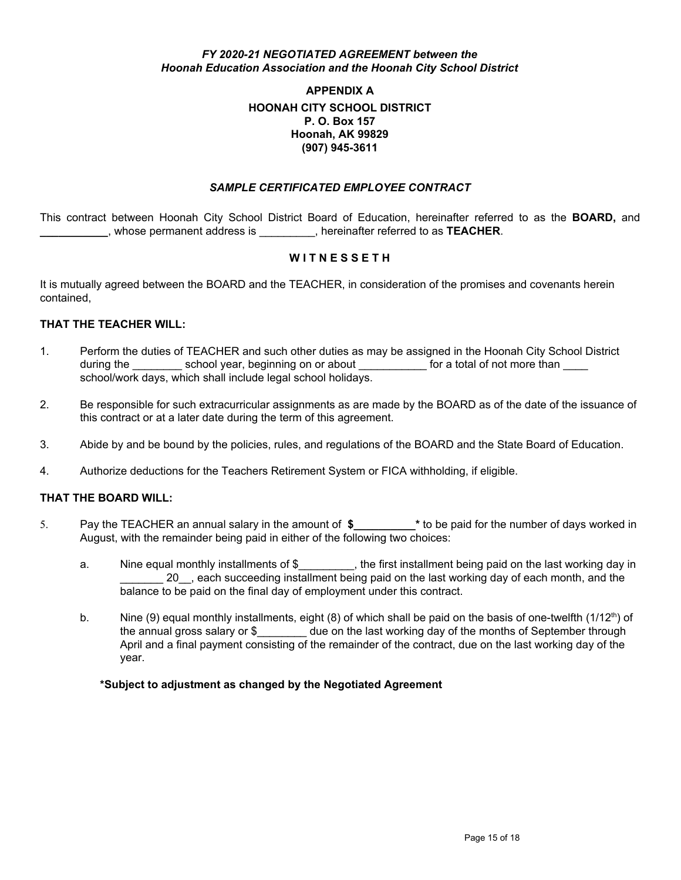*FY 2020-21 NEGOTIATED AGREEMENT between the Hoonah Education Association and the Hoonah City School District*

# APPENDIX A

**HOONAH CITY SCHOOL DISTRICT**
**P. O. Box 157**
**Hoonah, AK 99829**
**(907) 945-3611**

## *SAMPLE CERTIFICATED EMPLOYEE CONTRACT*

This contract between Hoonah City School District Board of Education, hereinafter referred to as the **BOARD,** and **___________**, whose permanent address is _________, hereinafter referred to as **TEACHER**.

**W I T N E S S E T H**

It is mutually agreed between the BOARD and the TEACHER, in consideration of the promises and covenants herein contained,

**THAT THE TEACHER WILL:**

1. Perform the duties of TEACHER and such other duties as may be assigned in the Hoonah City School District during the ________ school year, beginning on or about ___________ for a total of not more than ____ school/work days, which shall include legal school holidays.

2. Be responsible for such extracurricular assignments as are made by the BOARD as of the date of the issuance of this contract or at a later date during the term of this agreement.

3. Abide by and be bound by the policies, rules, and regulations of the BOARD and the State Board of Education.

4. Authorize deductions for the Teachers Retirement System or FICA withholding, if eligible.

**THAT THE BOARD WILL:**

5. Pay the TEACHER an annual salary in the amount of **$__________*** to be paid for the number of days worked in August, with the remainder being paid in either of the following two choices:

   a. Nine equal monthly installments of $_________, the first installment being paid on the last working day in _______ 20__, each succeeding installment being paid on the last working day of each month, and the balance to be paid on the final day of employment under this contract.

   b. Nine (9) equal monthly installments, eight (8) of which shall be paid on the basis of one-twelfth (1/12th) of the annual gross salary or $________ due on the last working day of the months of September through April and a final payment consisting of the remainder of the contract, due on the last working day of the year.

**\*Subject to adjustment as changed by the Negotiated Agreement**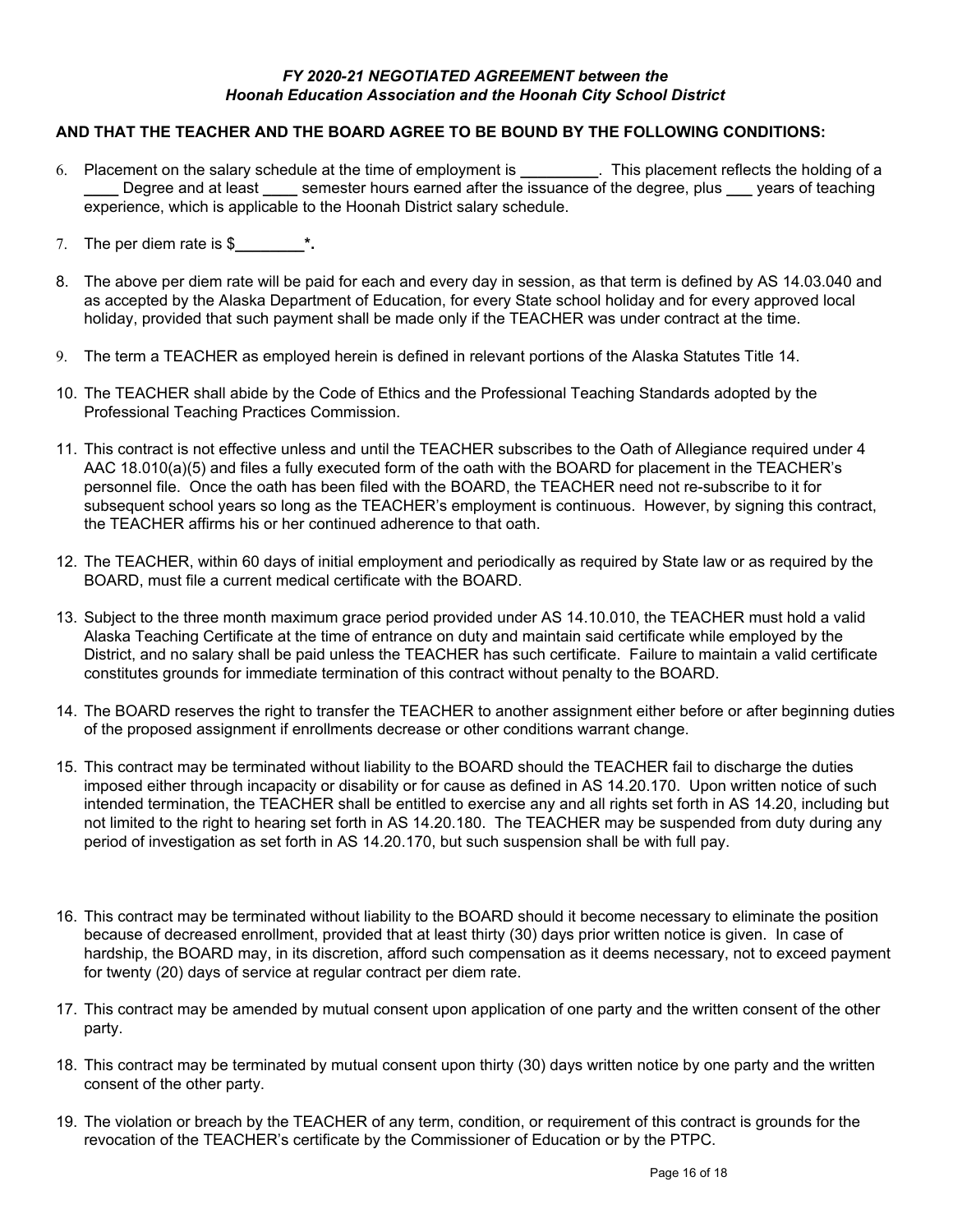*FY 2020-21 NEGOTIATED AGREEMENT between the*
*Hoonah Education Association and the Hoonah City School District*

**AND THAT THE TEACHER AND THE BOARD AGREE TO BE BOUND BY THE FOLLOWING CONDITIONS:**

6. Placement on the salary schedule at the time of employment is **_________**. This placement reflects the holding of a ____ Degree and at least ____ semester hours earned after the issuance of the degree, plus ___ years of teaching experience, which is applicable to the Hoonah District salary schedule.

7. The per diem rate is $**________\*.**

8. The above per diem rate will be paid for each and every day in session, as that term is defined by AS 14.03.040 and as accepted by the Alaska Department of Education, for every State school holiday and for every approved local holiday, provided that such payment shall be made only if the TEACHER was under contract at the time.

9. The term a TEACHER as employed herein is defined in relevant portions of the Alaska Statutes Title 14.

10. The TEACHER shall abide by the Code of Ethics and the Professional Teaching Standards adopted by the Professional Teaching Practices Commission.

11. This contract is not effective unless and until the TEACHER subscribes to the Oath of Allegiance required under 4 AAC 18.010(a)(5) and files a fully executed form of the oath with the BOARD for placement in the TEACHER's personnel file. Once the oath has been filed with the BOARD, the TEACHER need not re-subscribe to it for subsequent school years so long as the TEACHER's employment is continuous. However, by signing this contract, the TEACHER affirms his or her continued adherence to that oath.

12. The TEACHER, within 60 days of initial employment and periodically as required by State law or as required by the BOARD, must file a current medical certificate with the BOARD.

13. Subject to the three month maximum grace period provided under AS 14.10.010, the TEACHER must hold a valid Alaska Teaching Certificate at the time of entrance on duty and maintain said certificate while employed by the District, and no salary shall be paid unless the TEACHER has such certificate. Failure to maintain a valid certificate constitutes grounds for immediate termination of this contract without penalty to the BOARD.

14. The BOARD reserves the right to transfer the TEACHER to another assignment either before or after beginning duties of the proposed assignment if enrollments decrease or other conditions warrant change.

15. This contract may be terminated without liability to the BOARD should the TEACHER fail to discharge the duties imposed either through incapacity or disability or for cause as defined in AS 14.20.170. Upon written notice of such intended termination, the TEACHER shall be entitled to exercise any and all rights set forth in AS 14.20, including but not limited to the right to hearing set forth in AS 14.20.180. The TEACHER may be suspended from duty during any period of investigation as set forth in AS 14.20.170, but such suspension shall be with full pay.

16. This contract may be terminated without liability to the BOARD should it become necessary to eliminate the position because of decreased enrollment, provided that at least thirty (30) days prior written notice is given. In case of hardship, the BOARD may, in its discretion, afford such compensation as it deems necessary, not to exceed payment for twenty (20) days of service at regular contract per diem rate.

17. This contract may be amended by mutual consent upon application of one party and the written consent of the other party.

18. This contract may be terminated by mutual consent upon thirty (30) days written notice by one party and the written consent of the other party.

19. The violation or breach by the TEACHER of any term, condition, or requirement of this contract is grounds for the revocation of the TEACHER's certificate by the Commissioner of Education or by the PTPC.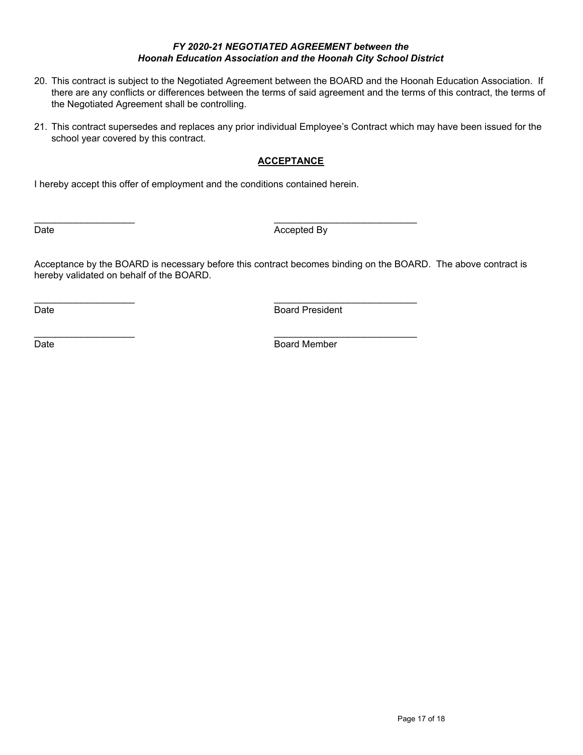20. This contract is subject to the Negotiated Agreement between the BOARD and the Hoonah Education Association. If there are any conflicts or differences between the terms of said agreement and the terms of this contract, the terms of the Negotiated Agreement shall be controlling.

21. This contract supersedes and replaces any prior individual Employee's Contract which may have been issued for the school year covered by this contract.

## ACCEPTANCE

I hereby accept this offer of employment and the conditions contained herein.

___________________ ___________________________

Date Accepted By

Acceptance by the BOARD is necessary before this contract becomes binding on the BOARD. The above contract is hereby validated on behalf of the BOARD.

___________________ ___________________________

Date Board President

___________________ ___________________________

Date Board Member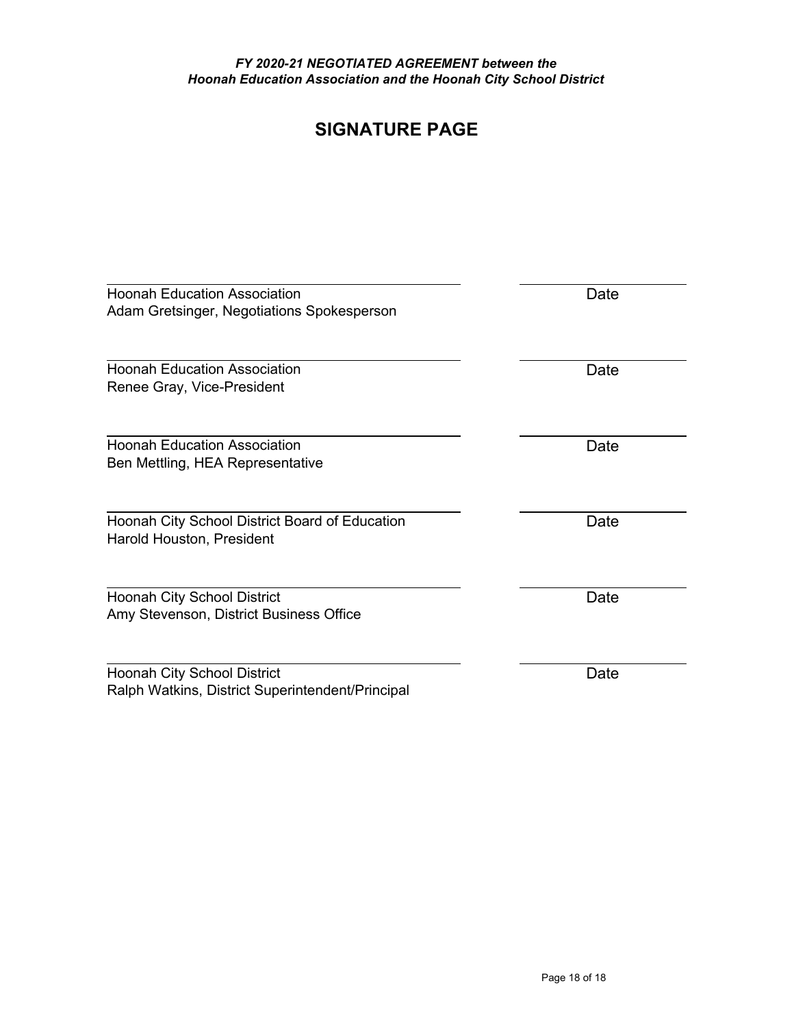# SIGNATURE PAGE

\_\_\_\_\_\_\_\_\_\_\_\_\_\_\_\_\_\_\_\_\_\_\_\_\_\_\_\_\_\_\_\_\_\_\_\_\_\_\_\_ \_\_\_\_\_\_\_\_\_\_\_\_\_\_\_\_\_\_\_\_

Hoonah Education Association — Date
Adam Gretsinger, Negotiations Spokesperson

\_\_\_\_\_\_\_\_\_\_\_\_\_\_\_\_\_\_\_\_\_\_\_\_\_\_\_\_\_\_\_\_\_\_\_\_\_\_\_\_ \_\_\_\_\_\_\_\_\_\_\_\_\_\_\_\_\_\_\_\_

Hoonah Education Association — Date
Renee Gray, Vice-President

\_\_\_\_\_\_\_\_\_\_\_\_\_\_\_\_\_\_\_\_\_\_\_\_\_\_\_\_\_\_\_\_\_\_\_\_\_\_\_\_ \_\_\_\_\_\_\_\_\_\_\_\_\_\_\_\_\_\_\_\_

Hoonah Education Association — Date
Ben Mettling, HEA Representative

\_\_\_\_\_\_\_\_\_\_\_\_\_\_\_\_\_\_\_\_\_\_\_\_\_\_\_\_\_\_\_\_\_\_\_\_\_\_\_\_ \_\_\_\_\_\_\_\_\_\_\_\_\_\_\_\_\_\_\_\_

Hoonah City School District Board of Education — Date
Harold Houston, President

\_\_\_\_\_\_\_\_\_\_\_\_\_\_\_\_\_\_\_\_\_\_\_\_\_\_\_\_\_\_\_\_\_\_\_\_\_\_\_\_ \_\_\_\_\_\_\_\_\_\_\_\_\_\_\_\_\_\_\_\_

Hoonah City School District — Date
Amy Stevenson, District Business Office

\_\_\_\_\_\_\_\_\_\_\_\_\_\_\_\_\_\_\_\_\_\_\_\_\_\_\_\_\_\_\_\_\_\_\_\_\_\_\_\_ \_\_\_\_\_\_\_\_\_\_\_\_\_\_\_\_\_\_\_\_

Hoonah City School District — Date
Ralph Watkins, District Superintendent/Principal